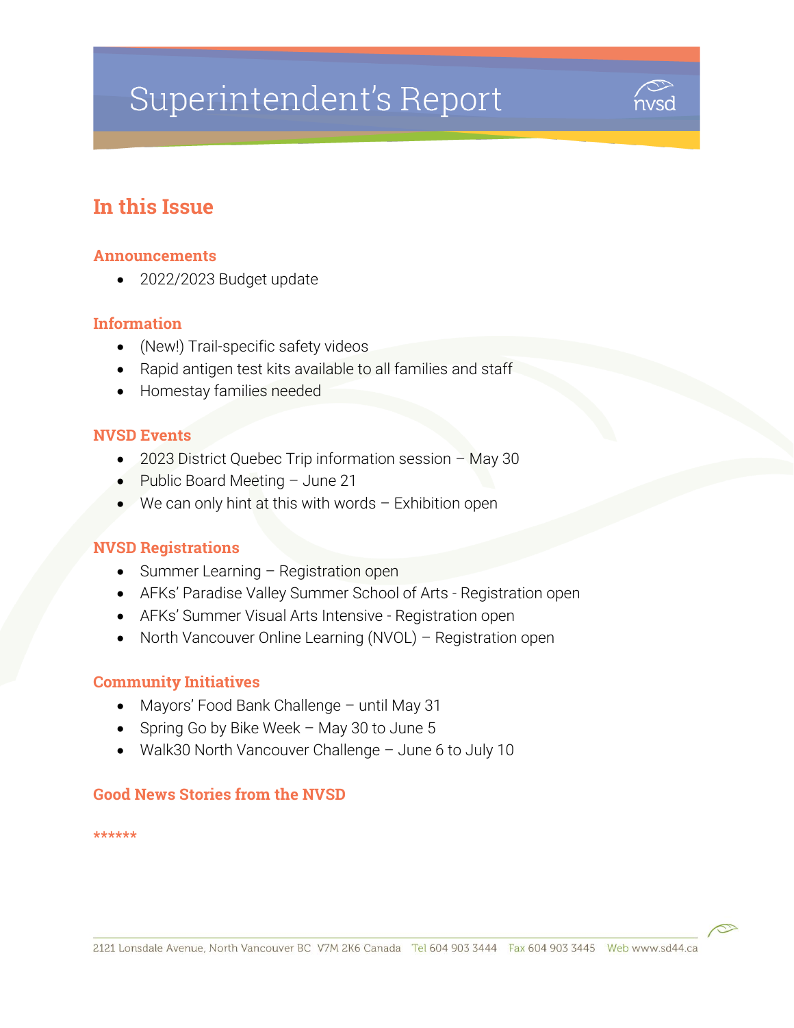# Superintendent's Report

## In this Issue

### Announcements

- 2022/2023 Budget update

### Information

- (New!) Trail-specific safety videos
- Rapid antigen test kits available to all families and staff
- Homestay families needed

### NVSD Events

- 2023 District Quebec Trip information session – May 30
- Public Board Meeting – June 21
- We can only hint at this with words – Exhibition open

### NVSD Registrations

- Summer Learning – Registration open
- AFKs' Paradise Valley Summer School of Arts - Registration open
- AFKs' Summer Visual Arts Intensive - Registration open
- North Vancouver Online Learning (NVOL) – Registration open

### Community Initiatives

- Mayors' Food Bank Challenge – until May 31
- Spring Go by Bike Week – May 30 to June 5
- Walk30 North Vancouver Challenge – June 6 to July 10

### Good News Stories from the NVSD

******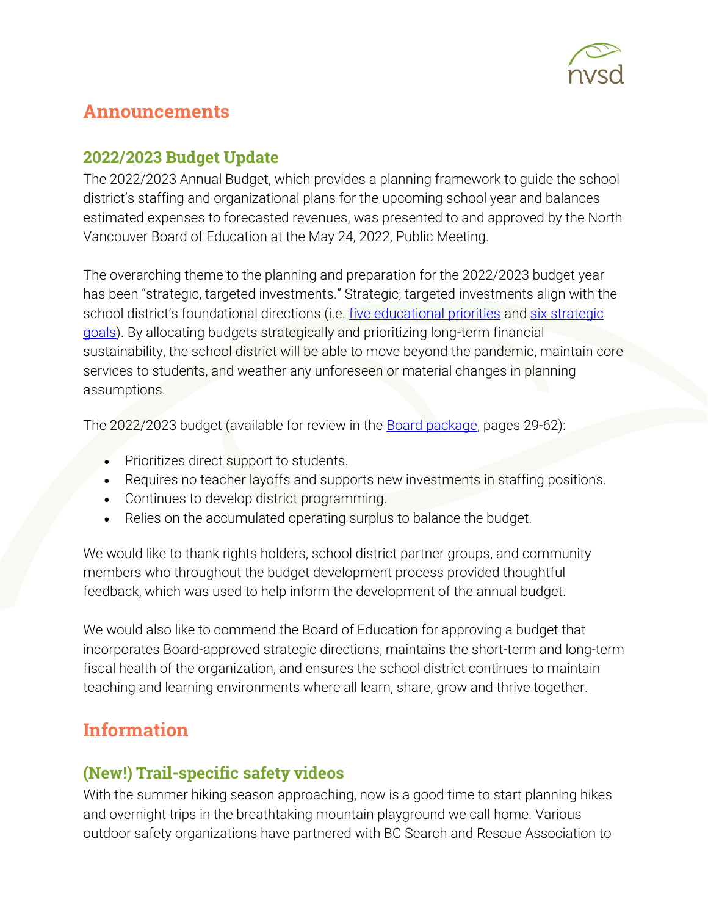# Announcements

## 2022/2023 Budget Update

The 2022/2023 Annual Budget, which provides a planning framework to guide the school district's staffing and organizational plans for the upcoming school year and balances estimated expenses to forecasted revenues, was presented to and approved by the North Vancouver Board of Education at the May 24, 2022, Public Meeting.

The overarching theme to the planning and preparation for the 2022/2023 budget year has been "strategic, targeted investments." Strategic, targeted investments align with the school district's foundational directions (i.e. five educational priorities and six strategic goals). By allocating budgets strategically and prioritizing long-term financial sustainability, the school district will be able to move beyond the pandemic, maintain core services to students, and weather any unforeseen or material changes in planning assumptions.

The 2022/2023 budget (available for review in the Board package, pages 29-62):

- Prioritizes direct support to students.
- Requires no teacher layoffs and supports new investments in staffing positions.
- Continues to develop district programming.
- Relies on the accumulated operating surplus to balance the budget.

We would like to thank rights holders, school district partner groups, and community members who throughout the budget development process provided thoughtful feedback, which was used to help inform the development of the annual budget.

We would also like to commend the Board of Education for approving a budget that incorporates Board-approved strategic directions, maintains the short-term and long-term fiscal health of the organization, and ensures the school district continues to maintain teaching and learning environments where all learn, share, grow and thrive together.

# Information

## (New!) Trail-specific safety videos

With the summer hiking season approaching, now is a good time to start planning hikes and overnight trips in the breathtaking mountain playground we call home. Various outdoor safety organizations have partnered with BC Search and Rescue Association to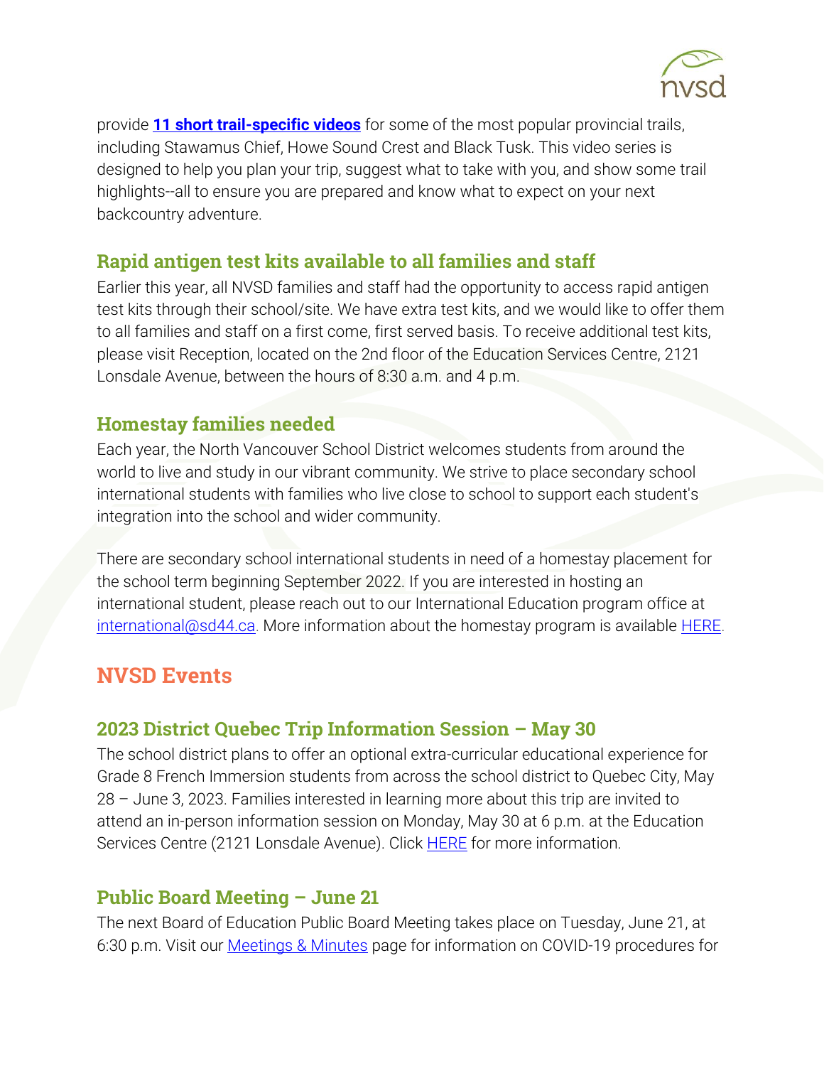provide **[11 short trail-specific videos]** for some of the most popular provincial trails, including Stawamus Chief, Howe Sound Crest and Black Tusk. This video series is designed to help you plan your trip, suggest what to take with you, and show some trail highlights--all to ensure you are prepared and know what to expect on your next backcountry adventure.

### Rapid antigen test kits available to all families and staff

Earlier this year, all NVSD families and staff had the opportunity to access rapid antigen test kits through their school/site. We have extra test kits, and we would like to offer them to all families and staff on a first come, first served basis. To receive additional test kits, please visit Reception, located on the 2nd floor of the Education Services Centre, 2121 Lonsdale Avenue, between the hours of 8:30 a.m. and 4 p.m.

### Homestay families needed

Each year, the North Vancouver School District welcomes students from around the world to live and study in our vibrant community. We strive to place secondary school international students with families who live close to school to support each student's integration into the school and wider community.

There are secondary school international students in need of a homestay placement for the school term beginning September 2022. If you are interested in hosting an international student, please reach out to our International Education program office at international@sd44.ca. More information about the homestay program is available HERE.

## NVSD Events

### 2023 District Quebec Trip Information Session – May 30

The school district plans to offer an optional extra-curricular educational experience for Grade 8 French Immersion students from across the school district to Quebec City, May 28 – June 3, 2023. Families interested in learning more about this trip are invited to attend an in-person information session on Monday, May 30 at 6 p.m. at the Education Services Centre (2121 Lonsdale Avenue). Click HERE for more information.

### Public Board Meeting – June 21

The next Board of Education Public Board Meeting takes place on Tuesday, June 21, at 6:30 p.m. Visit our Meetings & Minutes page for information on COVID-19 procedures for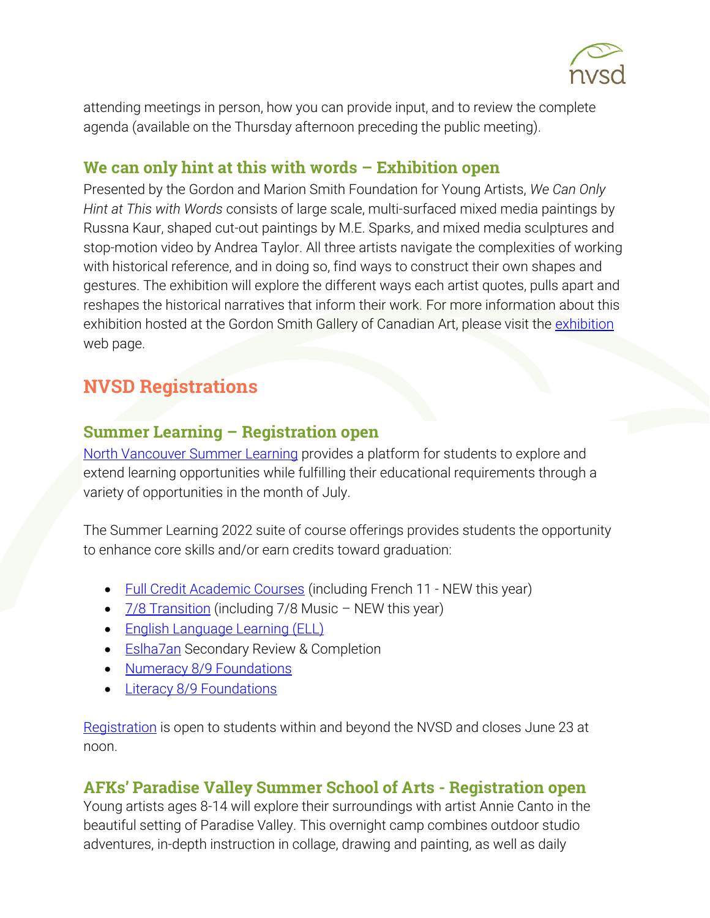attending meetings in person, how you can provide input, and to review the complete agenda (available on the Thursday afternoon preceding the public meeting).

### We can only hint at this with words – Exhibition open

Presented by the Gordon and Marion Smith Foundation for Young Artists, *We Can Only Hint at This with Words* consists of large scale, multi-surfaced mixed media paintings by Russna Kaur, shaped cut-out paintings by M.E. Sparks, and mixed media sculptures and stop-motion video by Andrea Taylor. All three artists navigate the complexities of working with historical reference, and in doing so, find ways to construct their own shapes and gestures. The exhibition will explore the different ways each artist quotes, pulls apart and reshapes the historical narratives that inform their work. For more information about this exhibition hosted at the Gordon Smith Gallery of Canadian Art, please visit the exhibition web page.

## NVSD Registrations

### Summer Learning – Registration open

North Vancouver Summer Learning provides a platform for students to explore and extend learning opportunities while fulfilling their educational requirements through a variety of opportunities in the month of July.

The Summer Learning 2022 suite of course offerings provides students the opportunity to enhance core skills and/or earn credits toward graduation:

- Full Credit Academic Courses (including French 11 - NEW this year)
- 7/8 Transition (including 7/8 Music – NEW this year)
- English Language Learning (ELL)
- Eslha7an Secondary Review & Completion
- Numeracy 8/9 Foundations
- Literacy 8/9 Foundations

Registration is open to students within and beyond the NVSD and closes June 23 at noon.

### AFKs' Paradise Valley Summer School of Arts - Registration open

Young artists ages 8-14 will explore their surroundings with artist Annie Canto in the beautiful setting of Paradise Valley. This overnight camp combines outdoor studio adventures, in-depth instruction in collage, drawing and painting, as well as daily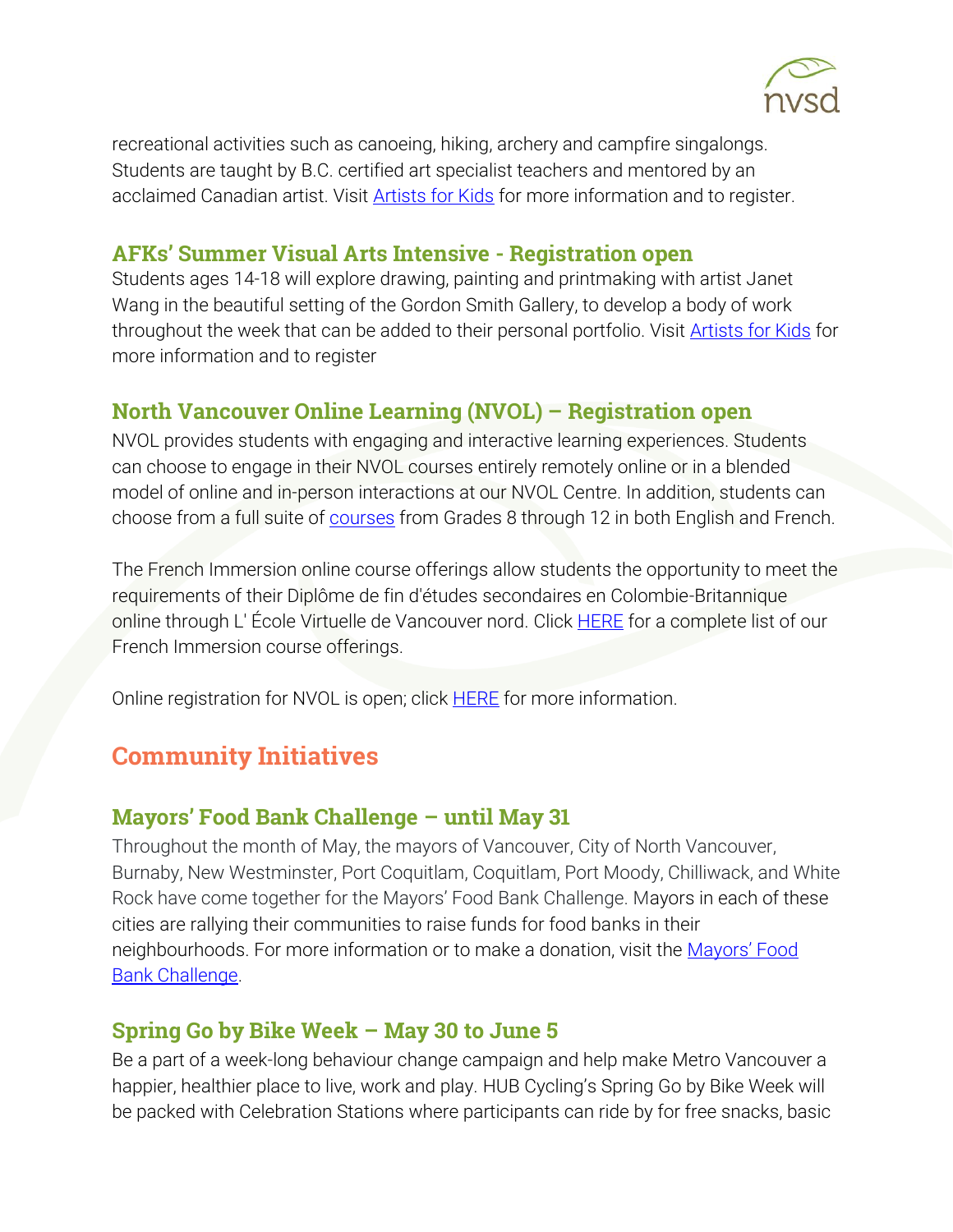recreational activities such as canoeing, hiking, archery and campfire singalongs. Students are taught by B.C. certified art specialist teachers and mentored by an acclaimed Canadian artist. Visit Artists for Kids for more information and to register.

### AFKs' Summer Visual Arts Intensive - Registration open

Students ages 14-18 will explore drawing, painting and printmaking with artist Janet Wang in the beautiful setting of the Gordon Smith Gallery, to develop a body of work throughout the week that can be added to their personal portfolio. Visit Artists for Kids for more information and to register

### North Vancouver Online Learning (NVOL) – Registration open

NVOL provides students with engaging and interactive learning experiences. Students can choose to engage in their NVOL courses entirely remotely online or in a blended model of online and in-person interactions at our NVOL Centre. In addition, students can choose from a full suite of courses from Grades 8 through 12 in both English and French.

The French Immersion online course offerings allow students the opportunity to meet the requirements of their Diplôme de fin d'études secondaires en Colombie-Britannique online through L' École Virtuelle de Vancouver nord. Click HERE for a complete list of our French Immersion course offerings.

Online registration for NVOL is open; click HERE for more information.

## Community Initiatives

### Mayors' Food Bank Challenge – until May 31

Throughout the month of May, the mayors of Vancouver, City of North Vancouver, Burnaby, New Westminster, Port Coquitlam, Coquitlam, Port Moody, Chilliwack, and White Rock have come together for the Mayors' Food Bank Challenge. Mayors in each of these cities are rallying their communities to raise funds for food banks in their neighbourhoods. For more information or to make a donation, visit the Mayors' Food Bank Challenge.

### Spring Go by Bike Week – May 30 to June 5

Be a part of a week-long behaviour change campaign and help make Metro Vancouver a happier, healthier place to live, work and play. HUB Cycling's Spring Go by Bike Week will be packed with Celebration Stations where participants can ride by for free snacks, basic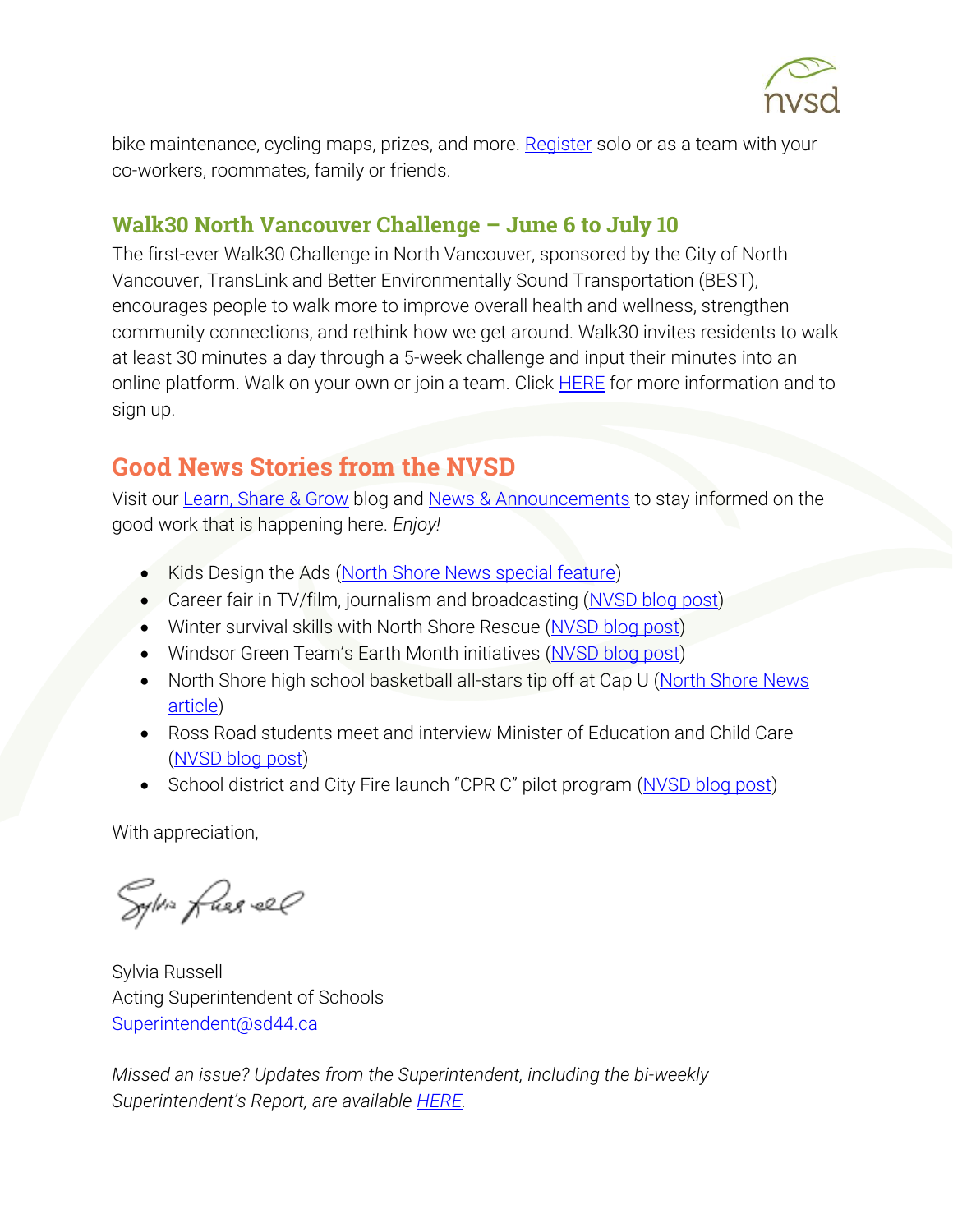bike maintenance, cycling maps, prizes, and more. Register solo or as a team with your co-workers, roommates, family or friends.

### Walk30 North Vancouver Challenge – June 6 to July 10

The first-ever Walk30 Challenge in North Vancouver, sponsored by the City of North Vancouver, TransLink and Better Environmentally Sound Transportation (BEST), encourages people to walk more to improve overall health and wellness, strengthen community connections, and rethink how we get around. Walk30 invites residents to walk at least 30 minutes a day through a 5-week challenge and input their minutes into an online platform. Walk on your own or join a team. Click HERE for more information and to sign up.

## Good News Stories from the NVSD

Visit our Learn, Share & Grow blog and News & Announcements to stay informed on the good work that is happening here. *Enjoy!*

- Kids Design the Ads (North Shore News special feature)
- Career fair in TV/film, journalism and broadcasting (NVSD blog post)
- Winter survival skills with North Shore Rescue (NVSD blog post)
- Windsor Green Team's Earth Month initiatives (NVSD blog post)
- North Shore high school basketball all-stars tip off at Cap U (North Shore News article)
- Ross Road students meet and interview Minister of Education and Child Care (NVSD blog post)
- School district and City Fire launch "CPR C" pilot program (NVSD blog post)

With appreciation,

Sylvia Russell
Acting Superintendent of Schools
Superintendent@sd44.ca

*Missed an issue? Updates from the Superintendent, including the bi-weekly Superintendent's Report, are available HERE.*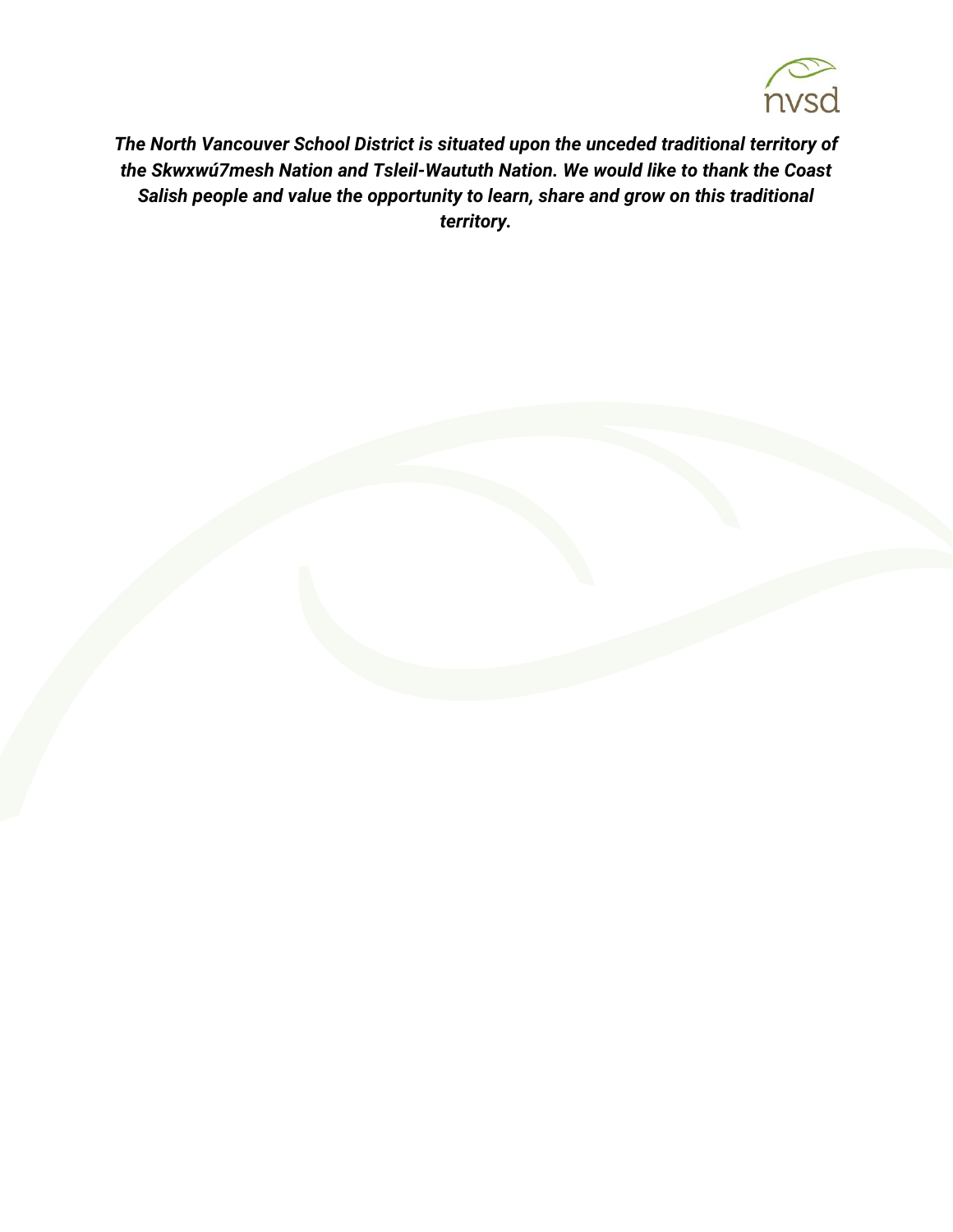***The North Vancouver School District is situated upon the unceded traditional territory of the Skwxwú7mesh Nation and Tsleil-Waututh Nation. We would like to thank the Coast Salish people and value the opportunity to learn, share and grow on this traditional territory.***